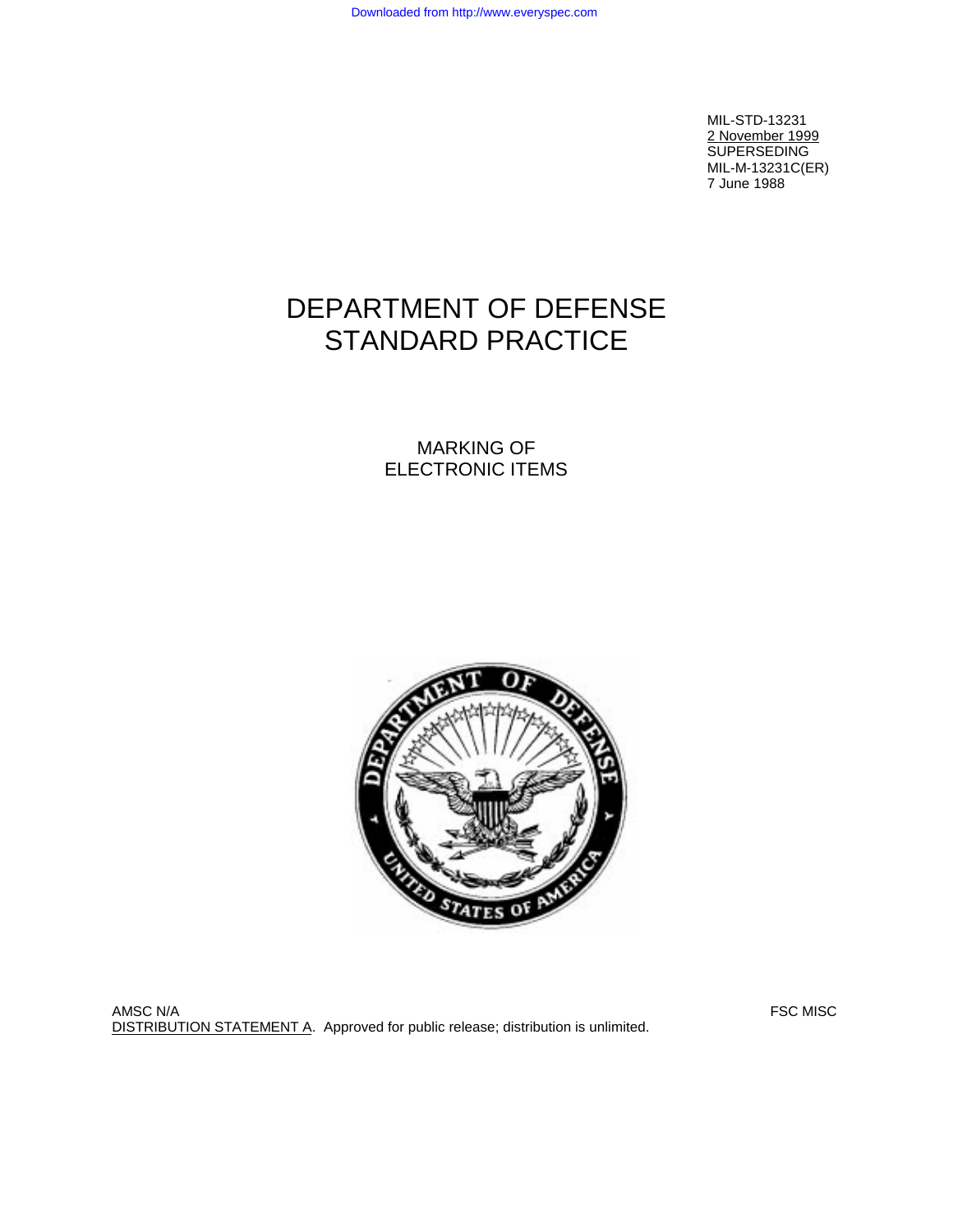MIL-STD-13231
2 November 1999
SUPERSEDING
MIL-M-13231C(ER)
7 June 1988

# DEPARTMENT OF DEFENSE STANDARD PRACTICE

## MARKING OF ELECTRONIC ITEMS

AMSC N/A

FSC MISC

DISTRIBUTION STATEMENT A. Approved for public release; distribution is unlimited.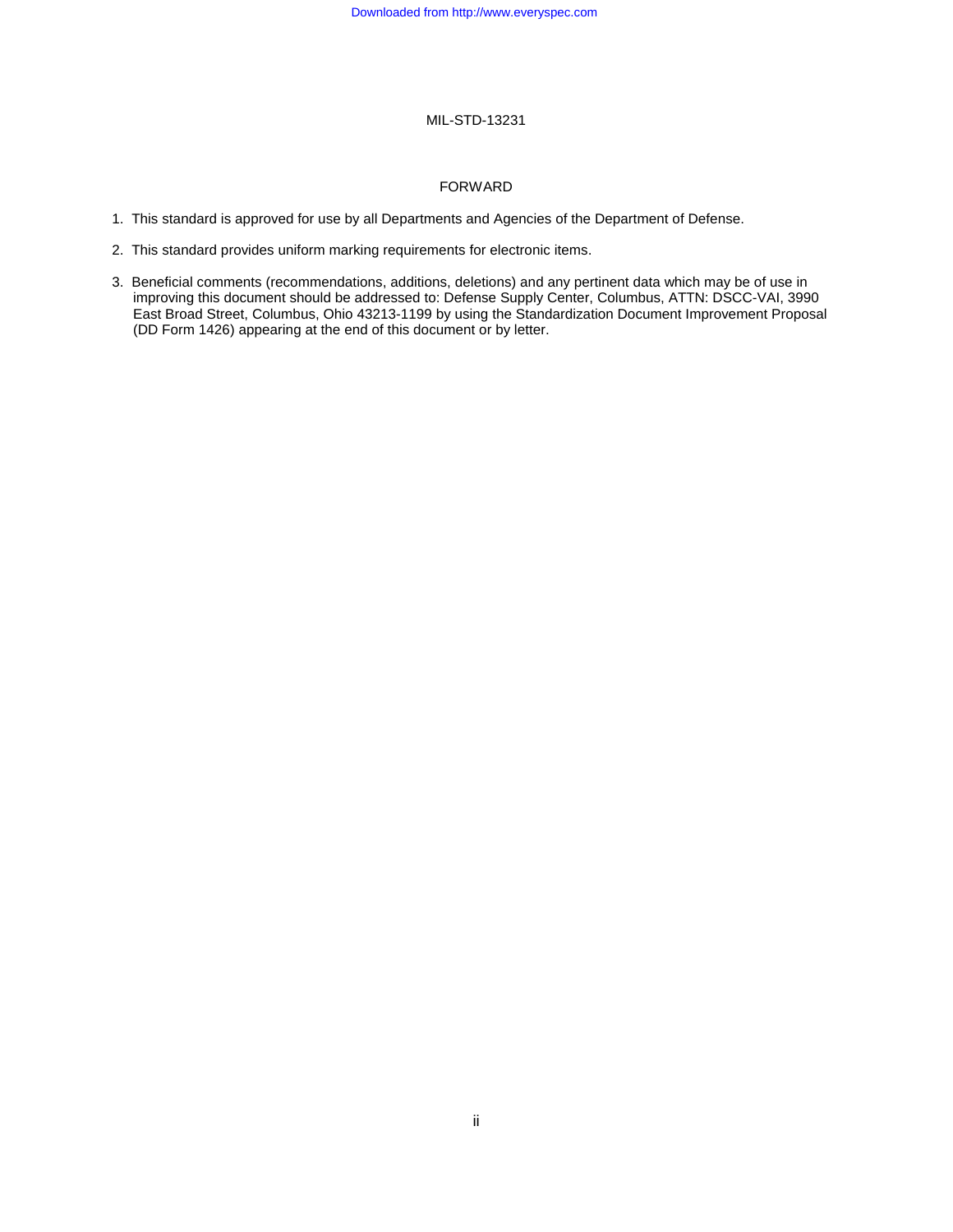MIL-STD-13231

## FORWARD

1. This standard is approved for use by all Departments and Agencies of the Department of Defense.

2. This standard provides uniform marking requirements for electronic items.

3. Beneficial comments (recommendations, additions, deletions) and any pertinent data which may be of use in improving this document should be addressed to: Defense Supply Center, Columbus, ATTN: DSCC-VAI, 3990 East Broad Street, Columbus, Ohio 43213-1199 by using the Standardization Document Improvement Proposal (DD Form 1426) appearing at the end of this document or by letter.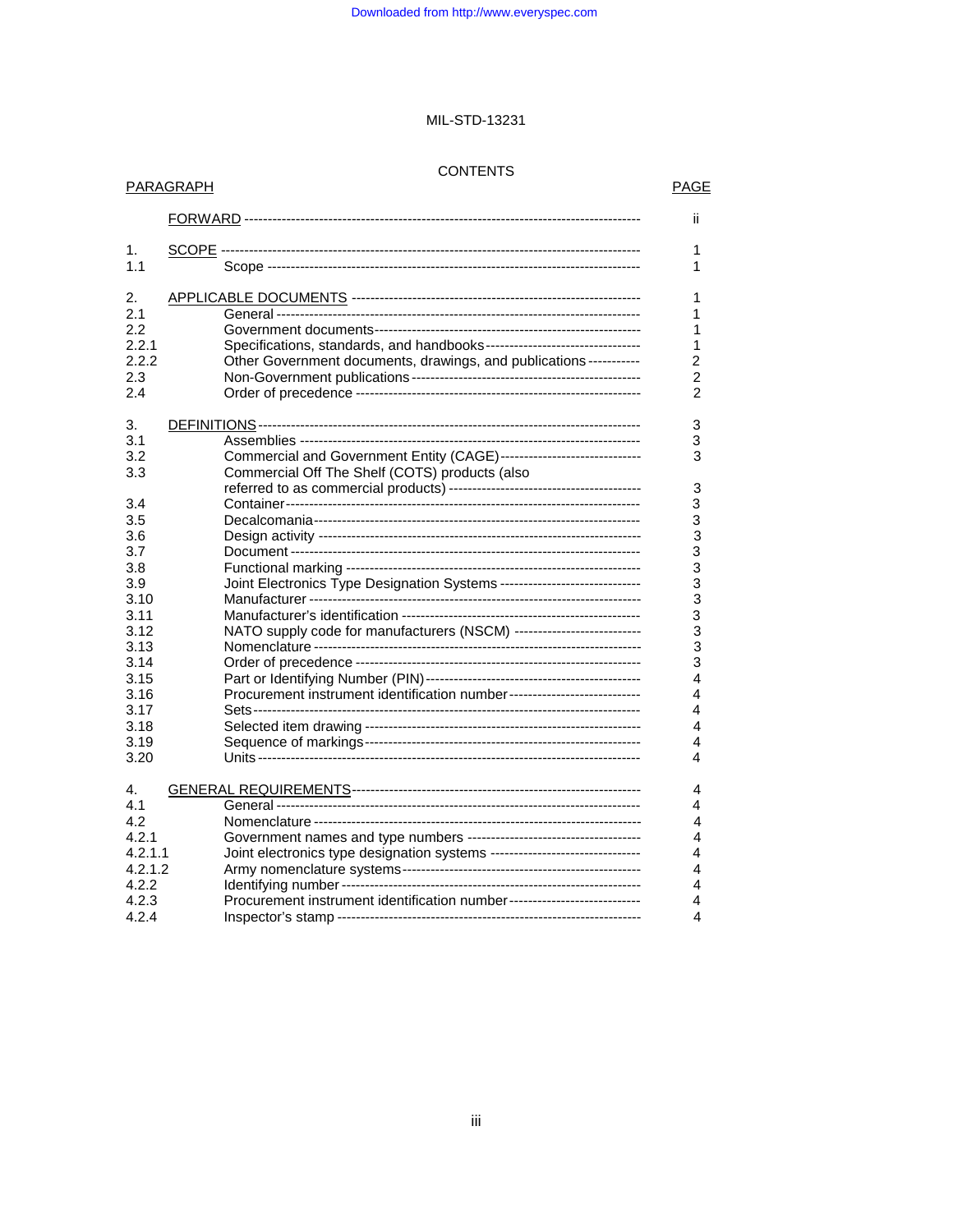MIL-STD-13231

CONTENTS

| PARAGRAPH | | PAGE |
|---|---|---|
| | FORWARD | ii |
| 1. | SCOPE | 1 |
| 1.1 | Scope | 1 |
| 2. | APPLICABLE DOCUMENTS | 1 |
| 2.1 | General | 1 |
| 2.2 | Government documents | 1 |
| 2.2.1 | Specifications, standards, and handbooks | 1 |
| 2.2.2 | Other Government documents, drawings, and publications | 2 |
| 2.3 | Non-Government publications | 2 |
| 2.4 | Order of precedence | 2 |
| 3. | DEFINITIONS | 3 |
| 3.1 | Assemblies | 3 |
| 3.2 | Commercial and Government Entity (CAGE) | 3 |
| 3.3 | Commercial Off The Shelf (COTS) products (also referred to as commercial products) | 3 |
| 3.4 | Container | 3 |
| 3.5 | Decalcomania | 3 |
| 3.6 | Design activity | 3 |
| 3.7 | Document | 3 |
| 3.8 | Functional marking | 3 |
| 3.9 | Joint Electronics Type Designation Systems | 3 |
| 3.10 | Manufacturer | 3 |
| 3.11 | Manufacturer's identification | 3 |
| 3.12 | NATO supply code for manufacturers (NSCM) | 3 |
| 3.13 | Nomenclature | 3 |
| 3.14 | Order of precedence | 3 |
| 3.15 | Part or Identifying Number (PIN) | 4 |
| 3.16 | Procurement instrument identification number | 4 |
| 3.17 | Sets | 4 |
| 3.18 | Selected item drawing | 4 |
| 3.19 | Sequence of markings | 4 |
| 3.20 | Units | 4 |
| 4. | GENERAL REQUIREMENTS | 4 |
| 4.1 | General | 4 |
| 4.2 | Nomenclature | 4 |
| 4.2.1 | Government names and type numbers | 4 |
| 4.2.1.1 | Joint electronics type designation systems | 4 |
| 4.2.1.2 | Army nomenclature systems | 4 |
| 4.2.2 | Identifying number | 4 |
| 4.2.3 | Procurement instrument identification number | 4 |
| 4.2.4 | Inspector's stamp | 4 |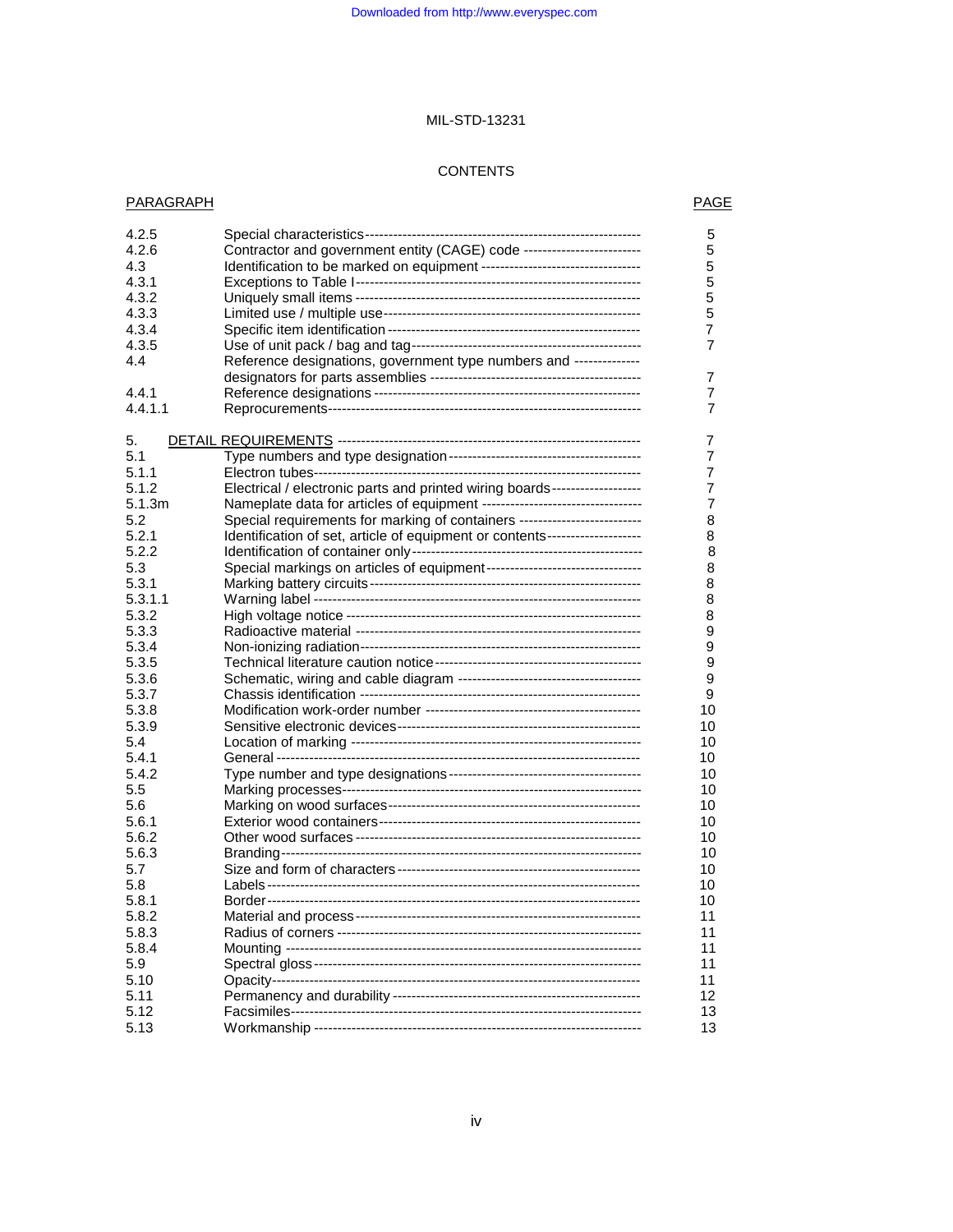MIL-STD-13231

CONTENTS

| PARAGRAPH | | PAGE |
|---|---|---|
| 4.2.5 | Special characteristics | 5 |
| 4.2.6 | Contractor and government entity (CAGE) code | 5 |
| 4.3 | Identification to be marked on equipment | 5 |
| 4.3.1 | Exceptions to Table I | 5 |
| 4.3.2 | Uniquely small items | 5 |
| 4.3.3 | Limited use / multiple use | 5 |
| 4.3.4 | Specific item identification | 7 |
| 4.3.5 | Use of unit pack / bag and tag | 7 |
| 4.4 | Reference designations, government type numbers and designators for parts assemblies | 7 |
| 4.4.1 | Reference designations | 7 |
| 4.4.1.1 | Reprocurements | 7 |
| 5. | DETAIL REQUIREMENTS | 7 |
| 5.1 | Type numbers and type designation | 7 |
| 5.1.1 | Electron tubes | 7 |
| 5.1.2 | Electrical / electronic parts and printed wiring boards | 7 |
| 5.1.3m | Nameplate data for articles of equipment | 7 |
| 5.2 | Special requirements for marking of containers | 8 |
| 5.2.1 | Identification of set, article of equipment or contents | 8 |
| 5.2.2 | Identification of container only | 8 |
| 5.3 | Special markings on articles of equipment | 8 |
| 5.3.1 | Marking battery circuits | 8 |
| 5.3.1.1 | Warning label | 8 |
| 5.3.2 | High voltage notice | 8 |
| 5.3.3 | Radioactive material | 9 |
| 5.3.4 | Non-ionizing radiation | 9 |
| 5.3.5 | Technical literature caution notice | 9 |
| 5.3.6 | Schematic, wiring and cable diagram | 9 |
| 5.3.7 | Chassis identification | 9 |
| 5.3.8 | Modification work-order number | 10 |
| 5.3.9 | Sensitive electronic devices | 10 |
| 5.4 | Location of marking | 10 |
| 5.4.1 | General | 10 |
| 5.4.2 | Type number and type designations | 10 |
| 5.5 | Marking processes | 10 |
| 5.6 | Marking on wood surfaces | 10 |
| 5.6.1 | Exterior wood containers | 10 |
| 5.6.2 | Other wood surfaces | 10 |
| 5.6.3 | Branding | 10 |
| 5.7 | Size and form of characters | 10 |
| 5.8 | Labels | 10 |
| 5.8.1 | Border | 10 |
| 5.8.2 | Material and process | 11 |
| 5.8.3 | Radius of corners | 11 |
| 5.8.4 | Mounting | 11 |
| 5.9 | Spectral gloss | 11 |
| 5.10 | Opacity | 11 |
| 5.11 | Permanency and durability | 12 |
| 5.12 | Facsimiles | 13 |
| 5.13 | Workmanship | 13 |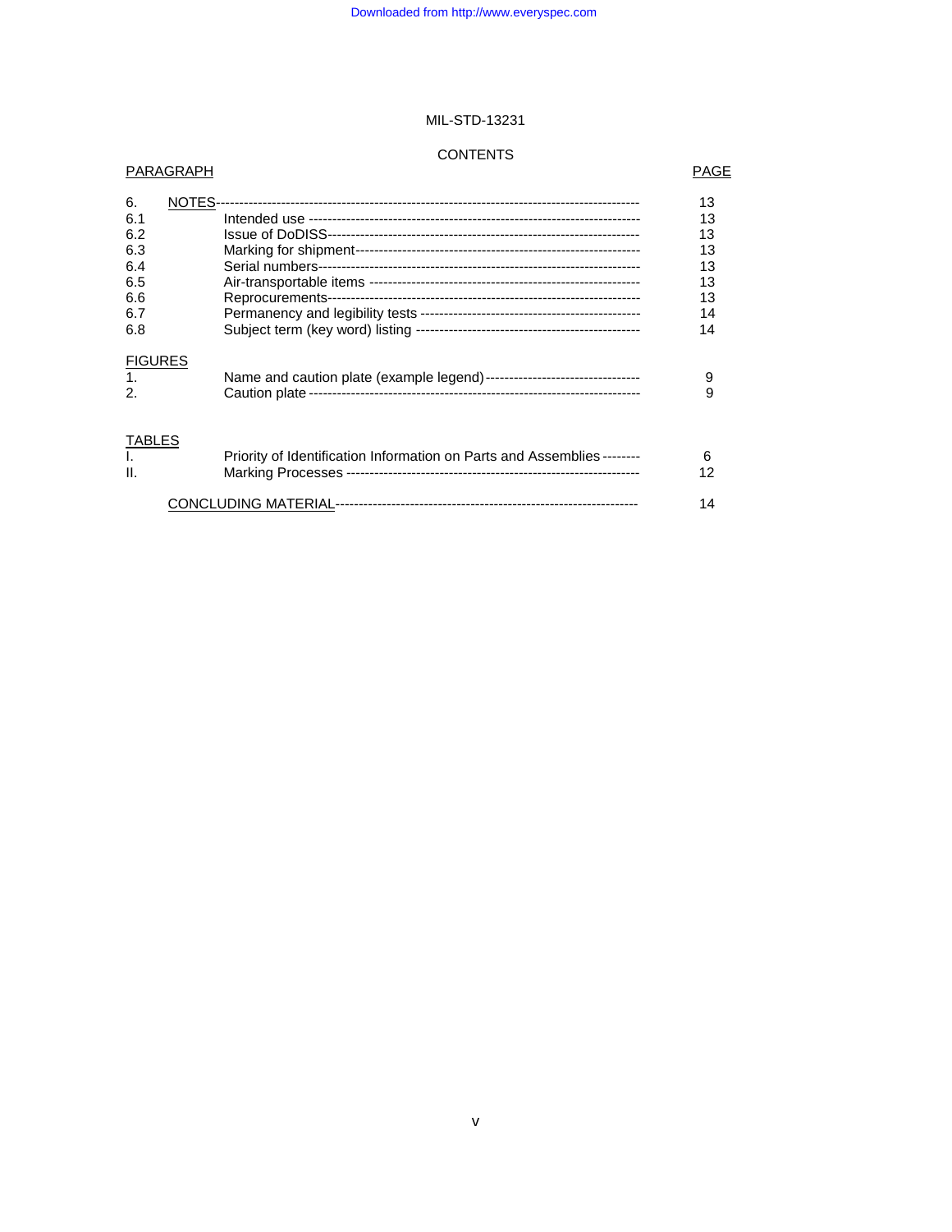MIL-STD-13231

CONTENTS

| PARAGRAPH | | PAGE |
|---|---|---|
| 6. | NOTES | 13 |
| 6.1 | Intended use | 13 |
| 6.2 | Issue of DoDISS | 13 |
| 6.3 | Marking for shipment | 13 |
| 6.4 | Serial numbers | 13 |
| 6.5 | Air-transportable items | 13 |
| 6.6 | Reprocurements | 13 |
| 6.7 | Permanency and legibility tests | 14 |
| 6.8 | Subject term (key word) listing | 14 |

| FIGURES | | |
|---|---|---|
| 1. | Name and caution plate (example legend) | 9 |
| 2. | Caution plate | 9 |

| TABLES | | |
|---|---|---|
| I. | Priority of Identification Information on Parts and Assemblies | 6 |
| II. | Marking Processes | 12 |
| | CONCLUDING MATERIAL | 14 |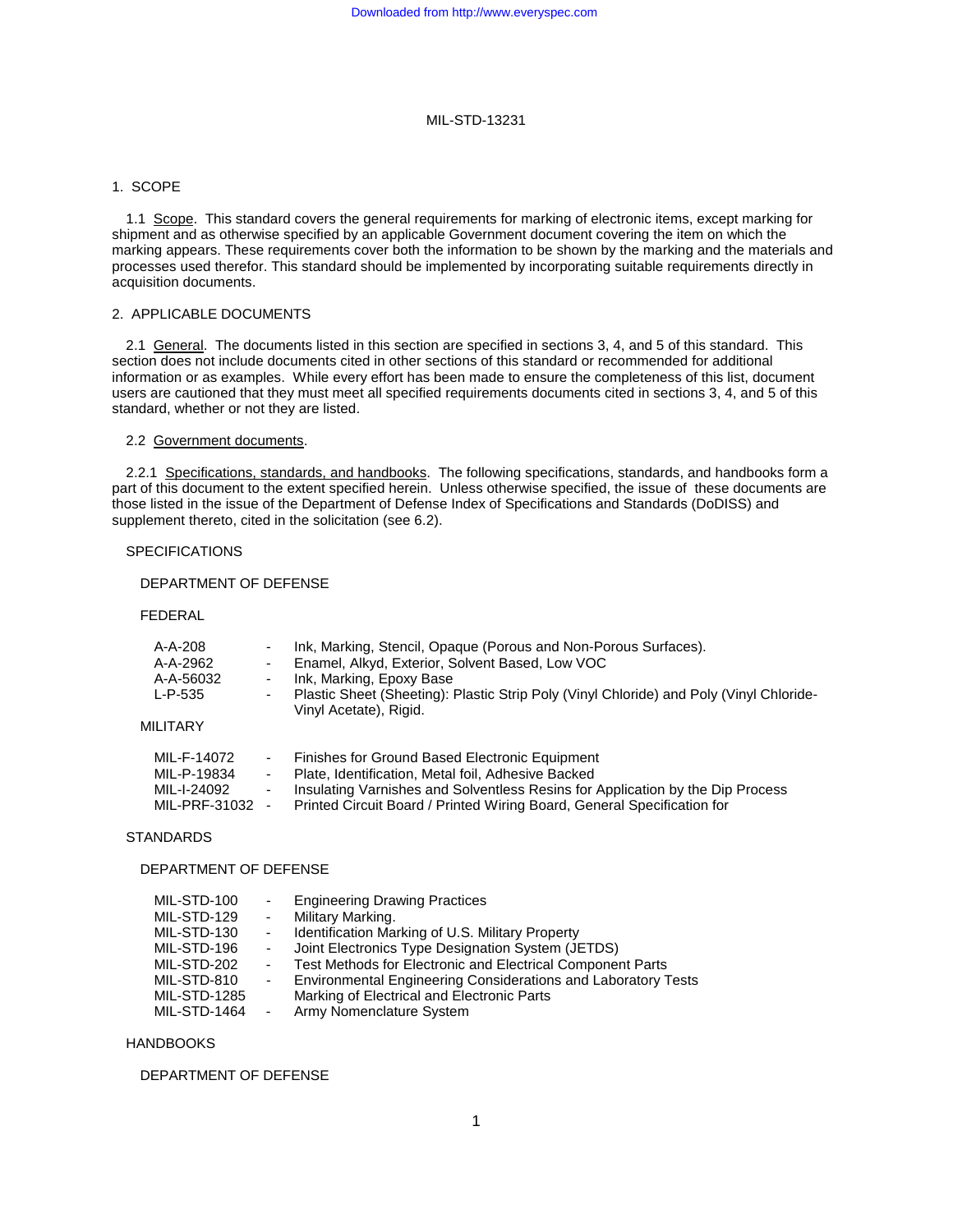## 1. SCOPE

1.1 Scope. This standard covers the general requirements for marking of electronic items, except marking for shipment and as otherwise specified by an applicable Government document covering the item on which the marking appears. These requirements cover both the information to be shown by the marking and the materials and processes used therefor. This standard should be implemented by incorporating suitable requirements directly in acquisition documents.

## 2. APPLICABLE DOCUMENTS

2.1 General. The documents listed in this section are specified in sections 3, 4, and 5 of this standard. This section does not include documents cited in other sections of this standard or recommended for additional information or as examples. While every effort has been made to ensure the completeness of this list, document users are cautioned that they must meet all specified requirements documents cited in sections 3, 4, and 5 of this standard, whether or not they are listed.

2.2 Government documents.

2.2.1 Specifications, standards, and handbooks. The following specifications, standards, and handbooks form a part of this document to the extent specified herein. Unless otherwise specified, the issue of these documents are those listed in the issue of the Department of Defense Index of Specifications and Standards (DoDISS) and supplement thereto, cited in the solicitation (see 6.2).

SPECIFICATIONS

DEPARTMENT OF DEFENSE

FEDERAL

- A-A-208 - Ink, Marking, Stencil, Opaque (Porous and Non-Porous Surfaces).
- A-A-2962 - Enamel, Alkyd, Exterior, Solvent Based, Low VOC
- A-A-56032 - Ink, Marking, Epoxy Base
- L-P-535 - Plastic Sheet (Sheeting): Plastic Strip Poly (Vinyl Chloride) and Poly (Vinyl Chloride-Vinyl Acetate), Rigid.

MILITARY

- MIL-F-14072 - Finishes for Ground Based Electronic Equipment
- MIL-P-19834 - Plate, Identification, Metal foil, Adhesive Backed
- MIL-I-24092 - Insulating Varnishes and Solventless Resins for Application by the Dip Process
- MIL-PRF-31032 - Printed Circuit Board / Printed Wiring Board, General Specification for

STANDARDS

DEPARTMENT OF DEFENSE

- MIL-STD-100 - Engineering Drawing Practices
- MIL-STD-129 - Military Marking.
- MIL-STD-130 - Identification Marking of U.S. Military Property
- MIL-STD-196 - Joint Electronics Type Designation System (JETDS)
- MIL-STD-202 - Test Methods for Electronic and Electrical Component Parts
- MIL-STD-810 - Environmental Engineering Considerations and Laboratory Tests
- MIL-STD-1285 Marking of Electrical and Electronic Parts
- MIL-STD-1464 - Army Nomenclature System

HANDBOOKS

DEPARTMENT OF DEFENSE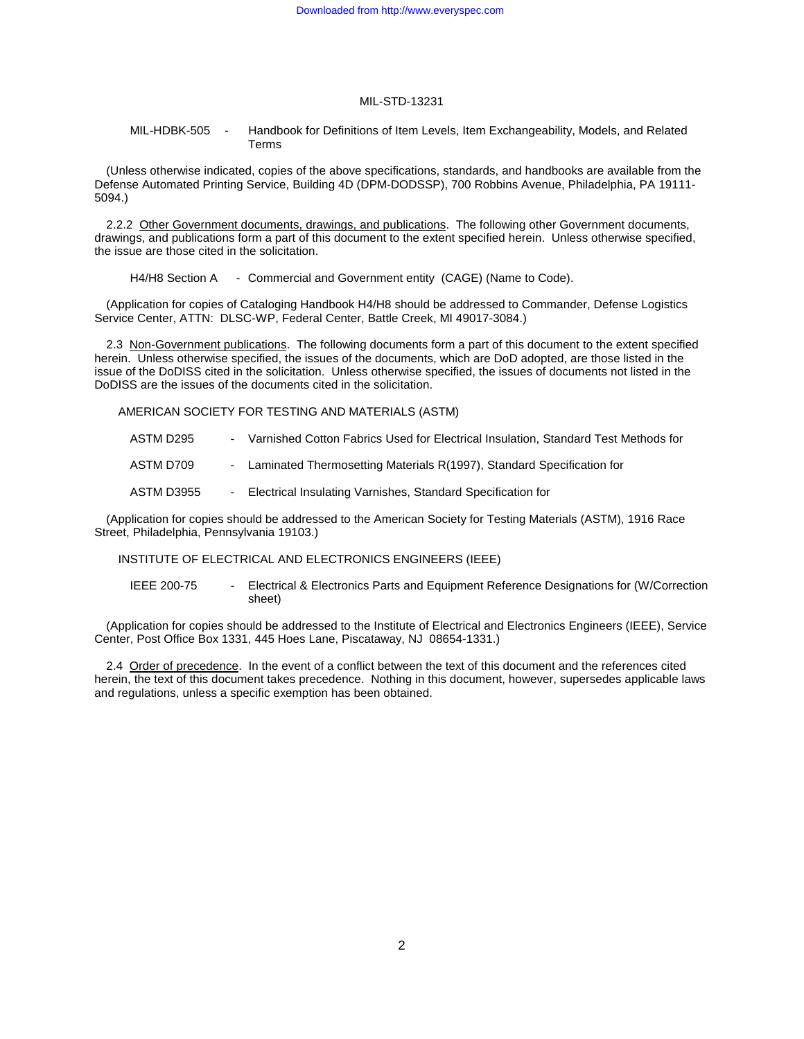MIL-HDBK-505 - Handbook for Definitions of Item Levels, Item Exchangeability, Models, and Related Terms

(Unless otherwise indicated, copies of the above specifications, standards, and handbooks are available from the Defense Automated Printing Service, Building 4D (DPM-DODSSP), 700 Robbins Avenue, Philadelphia, PA 19111-5094.)

2.2.2 Other Government documents, drawings, and publications. The following other Government documents, drawings, and publications form a part of this document to the extent specified herein. Unless otherwise specified, the issue are those cited in the solicitation.

H4/H8 Section A - Commercial and Government entity (CAGE) (Name to Code).

(Application for copies of Cataloging Handbook H4/H8 should be addressed to Commander, Defense Logistics Service Center, ATTN: DLSC-WP, Federal Center, Battle Creek, MI 49017-3084.)

2.3 Non-Government publications. The following documents form a part of this document to the extent specified herein. Unless otherwise specified, the issues of the documents, which are DoD adopted, are those listed in the issue of the DoDISS cited in the solicitation. Unless otherwise specified, the issues of documents not listed in the DoDISS are the issues of the documents cited in the solicitation.

AMERICAN SOCIETY FOR TESTING AND MATERIALS (ASTM)

ASTM D295 - Varnished Cotton Fabrics Used for Electrical Insulation, Standard Test Methods for

ASTM D709 - Laminated Thermosetting Materials R(1997), Standard Specification for

ASTM D3955 - Electrical Insulating Varnishes, Standard Specification for

(Application for copies should be addressed to the American Society for Testing Materials (ASTM), 1916 Race Street, Philadelphia, Pennsylvania 19103.)

INSTITUTE OF ELECTRICAL AND ELECTRONICS ENGINEERS (IEEE)

IEEE 200-75 - Electrical & Electronics Parts and Equipment Reference Designations for (W/Correction sheet)

(Application for copies should be addressed to the Institute of Electrical and Electronics Engineers (IEEE), Service Center, Post Office Box 1331, 445 Hoes Lane, Piscataway, NJ 08654-1331.)

2.4 Order of precedence. In the event of a conflict between the text of this document and the references cited herein, the text of this document takes precedence. Nothing in this document, however, supersedes applicable laws and regulations, unless a specific exemption has been obtained.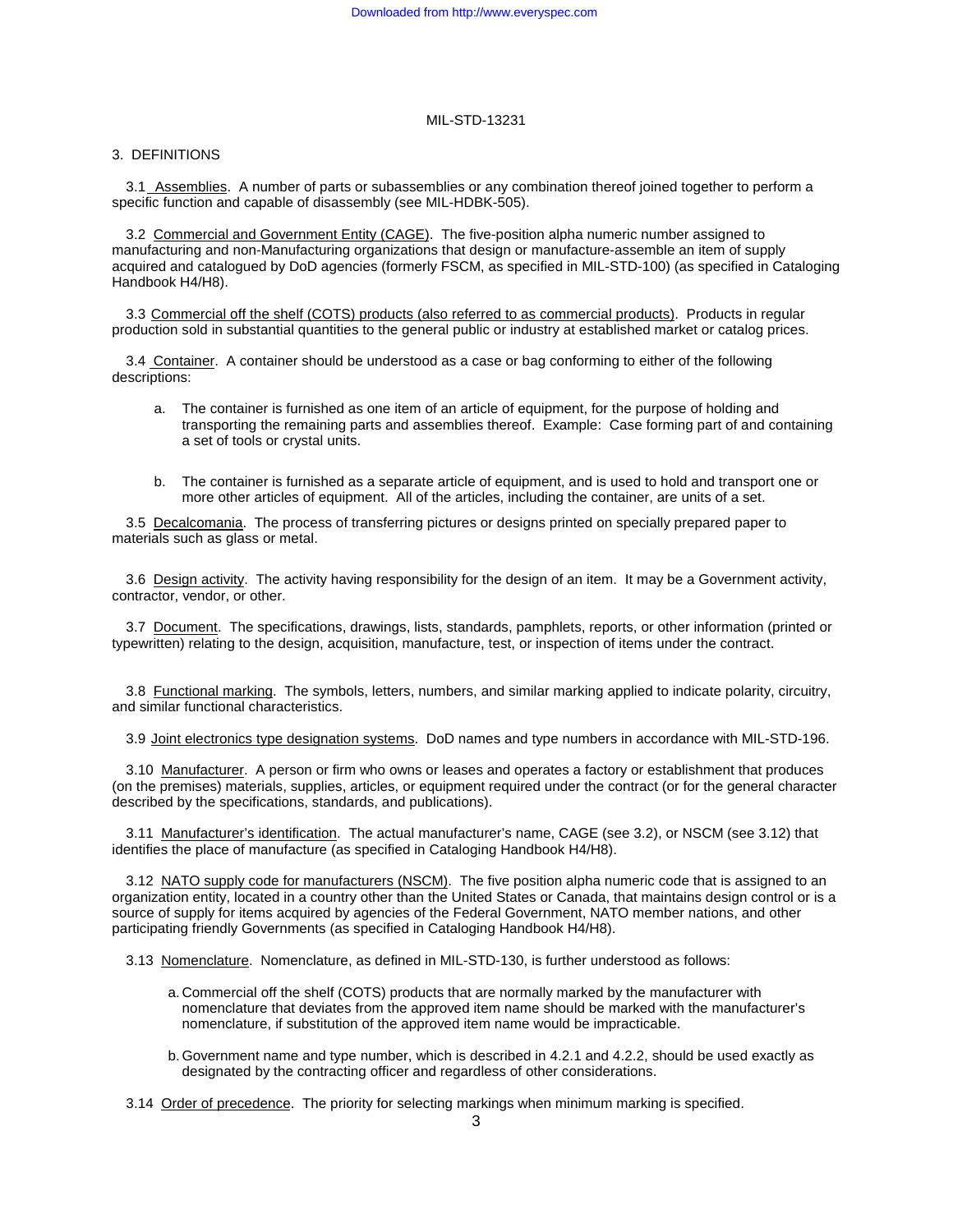## 3. DEFINITIONS

3.1 Assemblies. A number of parts or subassemblies or any combination thereof joined together to perform a specific function and capable of disassembly (see MIL-HDBK-505).

3.2 Commercial and Government Entity (CAGE). The five-position alpha numeric number assigned to manufacturing and non-Manufacturing organizations that design or manufacture-assemble an item of supply acquired and catalogued by DoD agencies (formerly FSCM, as specified in MIL-STD-100) (as specified in Cataloging Handbook H4/H8).

3.3 Commercial off the shelf (COTS) products (also referred to as commercial products). Products in regular production sold in substantial quantities to the general public or industry at established market or catalog prices.

3.4 Container. A container should be understood as a case or bag conforming to either of the following descriptions:

a. The container is furnished as one item of an article of equipment, for the purpose of holding and transporting the remaining parts and assemblies thereof. Example: Case forming part of and containing a set of tools or crystal units.

b. The container is furnished as a separate article of equipment, and is used to hold and transport one or more other articles of equipment. All of the articles, including the container, are units of a set.

3.5 Decalcomania. The process of transferring pictures or designs printed on specially prepared paper to materials such as glass or metal.

3.6 Design activity. The activity having responsibility for the design of an item. It may be a Government activity, contractor, vendor, or other.

3.7 Document. The specifications, drawings, lists, standards, pamphlets, reports, or other information (printed or typewritten) relating to the design, acquisition, manufacture, test, or inspection of items under the contract.

3.8 Functional marking. The symbols, letters, numbers, and similar marking applied to indicate polarity, circuitry, and similar functional characteristics.

3.9 Joint electronics type designation systems. DoD names and type numbers in accordance with MIL-STD-196.

3.10 Manufacturer. A person or firm who owns or leases and operates a factory or establishment that produces (on the premises) materials, supplies, articles, or equipment required under the contract (or for the general character described by the specifications, standards, and publications).

3.11 Manufacturer's identification. The actual manufacturer's name, CAGE (see 3.2), or NSCM (see 3.12) that identifies the place of manufacture (as specified in Cataloging Handbook H4/H8).

3.12 NATO supply code for manufacturers (NSCM). The five position alpha numeric code that is assigned to an organization entity, located in a country other than the United States or Canada, that maintains design control or is a source of supply for items acquired by agencies of the Federal Government, NATO member nations, and other participating friendly Governments (as specified in Cataloging Handbook H4/H8).

3.13 Nomenclature. Nomenclature, as defined in MIL-STD-130, is further understood as follows:

a. Commercial off the shelf (COTS) products that are normally marked by the manufacturer with nomenclature that deviates from the approved item name should be marked with the manufacturer's nomenclature, if substitution of the approved item name would be impracticable.

b. Government name and type number, which is described in 4.2.1 and 4.2.2, should be used exactly as designated by the contracting officer and regardless of other considerations.

3.14 Order of precedence. The priority for selecting markings when minimum marking is specified.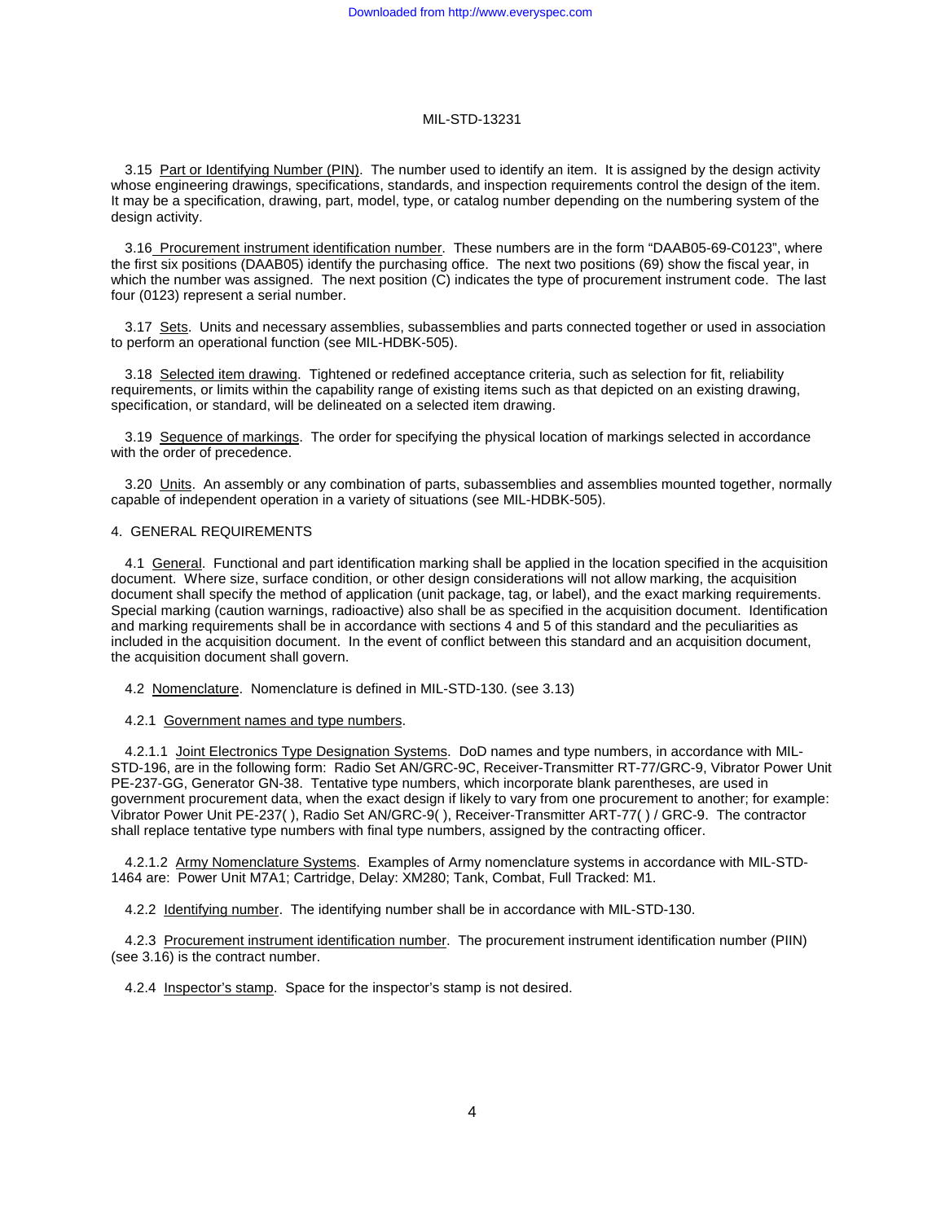3.15 Part or Identifying Number (PIN). The number used to identify an item. It is assigned by the design activity whose engineering drawings, specifications, standards, and inspection requirements control the design of the item. It may be a specification, drawing, part, model, type, or catalog number depending on the numbering system of the design activity.

3.16 Procurement instrument identification number. These numbers are in the form "DAAB05-69-C0123", where the first six positions (DAAB05) identify the purchasing office. The next two positions (69) show the fiscal year, in which the number was assigned. The next position (C) indicates the type of procurement instrument code. The last four (0123) represent a serial number.

3.17 Sets. Units and necessary assemblies, subassemblies and parts connected together or used in association to perform an operational function (see MIL-HDBK-505).

3.18 Selected item drawing. Tightened or redefined acceptance criteria, such as selection for fit, reliability requirements, or limits within the capability range of existing items such as that depicted on an existing drawing, specification, or standard, will be delineated on a selected item drawing.

3.19 Sequence of markings. The order for specifying the physical location of markings selected in accordance with the order of precedence.

3.20 Units. An assembly or any combination of parts, subassemblies and assemblies mounted together, normally capable of independent operation in a variety of situations (see MIL-HDBK-505).

## 4. GENERAL REQUIREMENTS

4.1 General. Functional and part identification marking shall be applied in the location specified in the acquisition document. Where size, surface condition, or other design considerations will not allow marking, the acquisition document shall specify the method of application (unit package, tag, or label), and the exact marking requirements. Special marking (caution warnings, radioactive) also shall be as specified in the acquisition document. Identification and marking requirements shall be in accordance with sections 4 and 5 of this standard and the peculiarities as included in the acquisition document. In the event of conflict between this standard and an acquisition document, the acquisition document shall govern.

4.2 Nomenclature. Nomenclature is defined in MIL-STD-130. (see 3.13)

4.2.1 Government names and type numbers.

4.2.1.1 Joint Electronics Type Designation Systems. DoD names and type numbers, in accordance with MIL-STD-196, are in the following form: Radio Set AN/GRC-9C, Receiver-Transmitter RT-77/GRC-9, Vibrator Power Unit PE-237-GG, Generator GN-38. Tentative type numbers, which incorporate blank parentheses, are used in government procurement data, when the exact design if likely to vary from one procurement to another; for example: Vibrator Power Unit PE-237( ), Radio Set AN/GRC-9( ), Receiver-Transmitter ART-77( ) / GRC-9. The contractor shall replace tentative type numbers with final type numbers, assigned by the contracting officer.

4.2.1.2 Army Nomenclature Systems. Examples of Army nomenclature systems in accordance with MIL-STD-1464 are: Power Unit M7A1; Cartridge, Delay: XM280; Tank, Combat, Full Tracked: M1.

4.2.2 Identifying number. The identifying number shall be in accordance with MIL-STD-130.

4.2.3 Procurement instrument identification number. The procurement instrument identification number (PIIN) (see 3.16) is the contract number.

4.2.4 Inspector's stamp. Space for the inspector's stamp is not desired.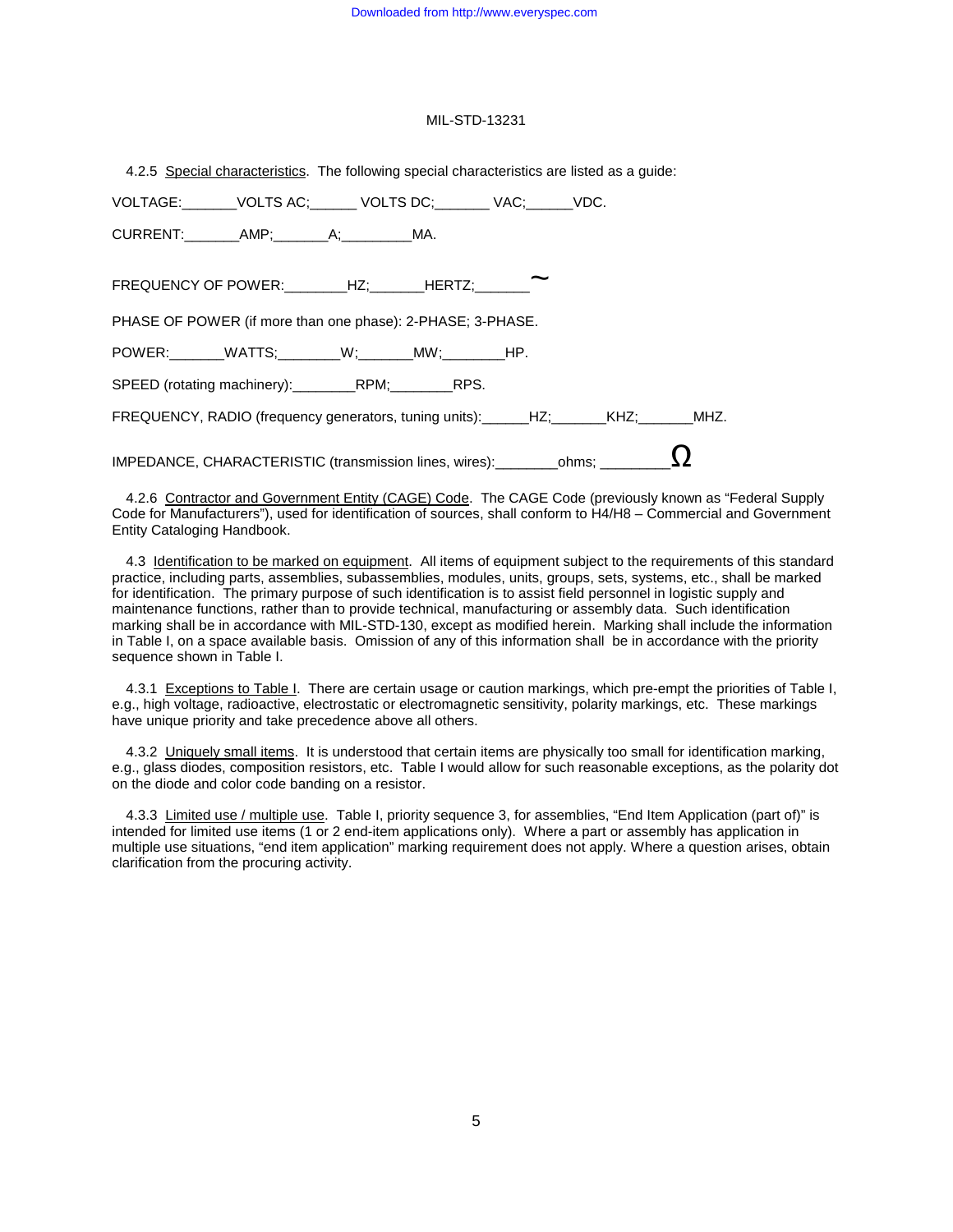4.2.5 Special characteristics. The following special characteristics are listed as a guide:

VOLTAGE:_______VOLTS AC;______ VOLTS DC;_______ VAC;______VDC.

CURRENT:_______AMP;_______A;_________MA.

FREQUENCY OF POWER:________HZ;_______HERTZ;_______~

PHASE OF POWER (if more than one phase): 2-PHASE; 3-PHASE.

POWER:_______WATTS;________W;_______MW;________HP.

SPEED (rotating machinery):________RPM;________RPS.

FREQUENCY, RADIO (frequency generators, tuning units):______HZ;_______KHZ;_______MHZ.

IMPEDANCE, CHARACTERISTIC (transmission lines, wires):________ohms; _________Ω

4.2.6 Contractor and Government Entity (CAGE) Code. The CAGE Code (previously known as "Federal Supply Code for Manufacturers"), used for identification of sources, shall conform to H4/H8 – Commercial and Government Entity Cataloging Handbook.

4.3 Identification to be marked on equipment. All items of equipment subject to the requirements of this standard practice, including parts, assemblies, subassemblies, modules, units, groups, sets, systems, etc., shall be marked for identification. The primary purpose of such identification is to assist field personnel in logistic supply and maintenance functions, rather than to provide technical, manufacturing or assembly data. Such identification marking shall be in accordance with MIL-STD-130, except as modified herein. Marking shall include the information in Table I, on a space available basis. Omission of any of this information shall be in accordance with the priority sequence shown in Table I.

4.3.1 Exceptions to Table I. There are certain usage or caution markings, which pre-empt the priorities of Table I, e.g., high voltage, radioactive, electrostatic or electromagnetic sensitivity, polarity markings, etc. These markings have unique priority and take precedence above all others.

4.3.2 Uniquely small items. It is understood that certain items are physically too small for identification marking, e.g., glass diodes, composition resistors, etc. Table I would allow for such reasonable exceptions, as the polarity dot on the diode and color code banding on a resistor.

4.3.3 Limited use / multiple use. Table I, priority sequence 3, for assemblies, "End Item Application (part of)" is intended for limited use items (1 or 2 end-item applications only). Where a part or assembly has application in multiple use situations, "end item application" marking requirement does not apply. Where a question arises, obtain clarification from the procuring activity.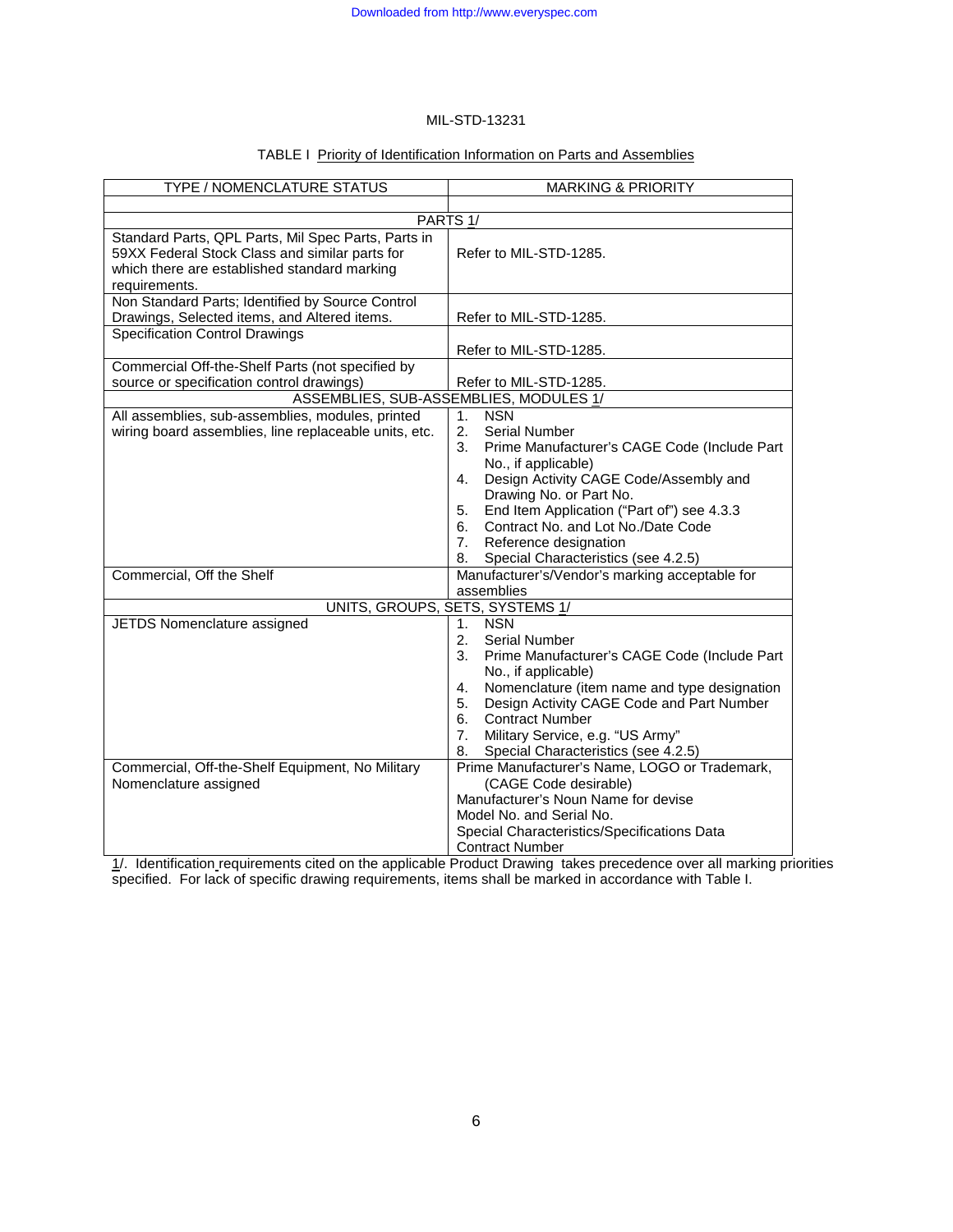TABLE I  Priority of Identification Information on Parts and Assemblies

| TYPE / NOMENCLATURE STATUS | MARKING & PRIORITY |
|---|---|
| | |
| PARTS 1/ | |
| Standard Parts, QPL Parts, Mil Spec Parts, Parts in 59XX Federal Stock Class and similar parts for which there are established standard marking requirements. | Refer to MIL-STD-1285. |
| Non Standard Parts; Identified by Source Control Drawings, Selected items, and Altered items. | Refer to MIL-STD-1285. |
| Specification Control Drawings | Refer to MIL-STD-1285. |
| Commercial Off-the-Shelf Parts (not specified by source or specification control drawings) | Refer to MIL-STD-1285. |
| ASSEMBLIES, SUB-ASSEMBLIES, MODULES 1/ | |
| All assemblies, sub-assemblies, modules, printed wiring board assemblies, line replaceable units, etc. | 1. NSN<br>2. Serial Number<br>3. Prime Manufacturer's CAGE Code (Include Part No., if applicable)<br>4. Design Activity CAGE Code/Assembly and Drawing No. or Part No.<br>5. End Item Application ("Part of") see 4.3.3<br>6. Contract No. and Lot No./Date Code<br>7. Reference designation<br>8. Special Characteristics (see 4.2.5) |
| Commercial, Off the Shelf | Manufacturer's/Vendor's marking acceptable for assemblies |
| UNITS, GROUPS, SETS, SYSTEMS 1/ | |
| JETDS Nomenclature assigned | 1. NSN<br>2. Serial Number<br>3. Prime Manufacturer's CAGE Code (Include Part No., if applicable)<br>4. Nomenclature (item name and type designation<br>5. Design Activity CAGE Code and Part Number<br>6. Contract Number<br>7. Military Service, e.g. "US Army"<br>8. Special Characteristics (see 4.2.5) |
| Commercial, Off-the-Shelf Equipment, No Military Nomenclature assigned | Prime Manufacturer's Name, LOGO or Trademark, (CAGE Code desirable)<br>Manufacturer's Noun Name for devise<br>Model No. and Serial No.<br>Special Characteristics/Specifications Data<br>Contract Number |

1/. Identification requirements cited on the applicable Product Drawing takes precedence over all marking priorities specified. For lack of specific drawing requirements, items shall be marked in accordance with Table I.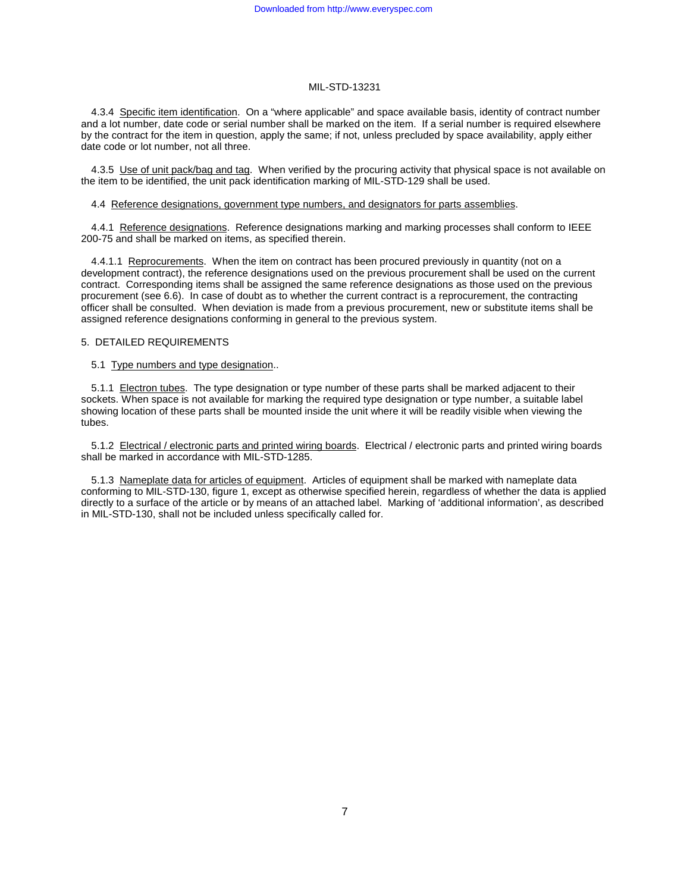4.3.4 Specific item identification. On a “where applicable” and space available basis, identity of contract number and a lot number, date code or serial number shall be marked on the item. If a serial number is required elsewhere by the contract for the item in question, apply the same; if not, unless precluded by space availability, apply either date code or lot number, not all three.

4.3.5 Use of unit pack/bag and tag. When verified by the procuring activity that physical space is not available on the item to be identified, the unit pack identification marking of MIL-STD-129 shall be used.

4.4 Reference designations, government type numbers, and designators for parts assemblies.

4.4.1 Reference designations. Reference designations marking and marking processes shall conform to IEEE 200-75 and shall be marked on items, as specified therein.

4.4.1.1 Reprocurements. When the item on contract has been procured previously in quantity (not on a development contract), the reference designations used on the previous procurement shall be used on the current contract. Corresponding items shall be assigned the same reference designations as those used on the previous procurement (see 6.6). In case of doubt as to whether the current contract is a reprocurement, the contracting officer shall be consulted. When deviation is made from a previous procurement, new or substitute items shall be assigned reference designations conforming in general to the previous system.

## 5. DETAILED REQUIREMENTS

5.1 Type numbers and type designation..

5.1.1 Electron tubes. The type designation or type number of these parts shall be marked adjacent to their sockets. When space is not available for marking the required type designation or type number, a suitable label showing location of these parts shall be mounted inside the unit where it will be readily visible when viewing the tubes.

5.1.2 Electrical / electronic parts and printed wiring boards. Electrical / electronic parts and printed wiring boards shall be marked in accordance with MIL-STD-1285.

5.1.3 Nameplate data for articles of equipment. Articles of equipment shall be marked with nameplate data conforming to MIL-STD-130, figure 1, except as otherwise specified herein, regardless of whether the data is applied directly to a surface of the article or by means of an attached label. Marking of ‘additional information’, as described in MIL-STD-130, shall not be included unless specifically called for.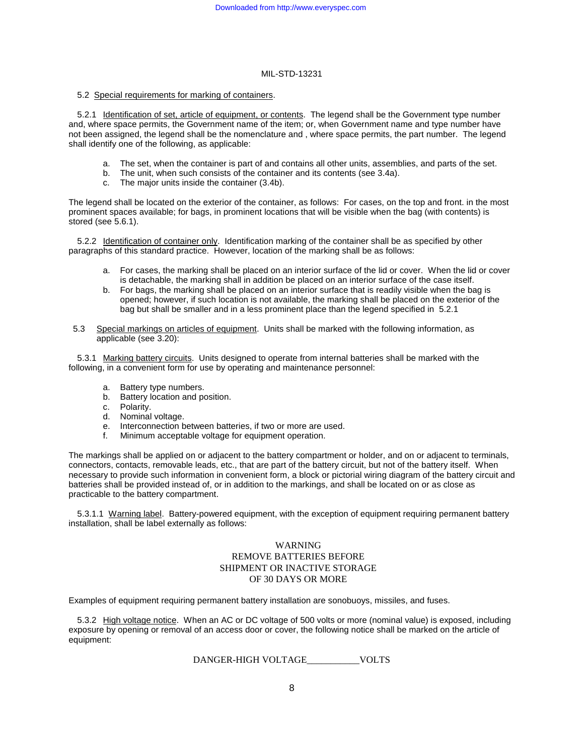5.2 Special requirements for marking of containers.

5.2.1 Identification of set, article of equipment, or contents. The legend shall be the Government type number and, where space permits, the Government name of the item; or, when Government name and type number have not been assigned, the legend shall be the nomenclature and , where space permits, the part number. The legend shall identify one of the following, as applicable:

a. The set, when the container is part of and contains all other units, assemblies, and parts of the set.
b. The unit, when such consists of the container and its contents (see 3.4a).
c. The major units inside the container (3.4b).

The legend shall be located on the exterior of the container, as follows: For cases, on the top and front. in the most prominent spaces available; for bags, in prominent locations that will be visible when the bag (with contents) is stored (see 5.6.1).

5.2.2 Identification of container only. Identification marking of the container shall be as specified by other paragraphs of this standard practice. However, location of the marking shall be as follows:

a. For cases, the marking shall be placed on an interior surface of the lid or cover. When the lid or cover is detachable, the marking shall in addition be placed on an interior surface of the case itself.
b. For bags, the marking shall be placed on an interior surface that is readily visible when the bag is opened; however, if such location is not available, the marking shall be placed on the exterior of the bag but shall be smaller and in a less prominent place than the legend specified in 5.2.1

5.3 Special markings on articles of equipment. Units shall be marked with the following information, as applicable (see 3.20):

5.3.1 Marking battery circuits. Units designed to operate from internal batteries shall be marked with the following, in a convenient form for use by operating and maintenance personnel:

a. Battery type numbers.
b. Battery location and position.
c. Polarity.
d. Nominal voltage.
e. Interconnection between batteries, if two or more are used.
f. Minimum acceptable voltage for equipment operation.

The markings shall be applied on or adjacent to the battery compartment or holder, and on or adjacent to terminals, connectors, contacts, removable leads, etc., that are part of the battery circuit, but not of the battery itself. When necessary to provide such information in convenient form, a block or pictorial wiring diagram of the battery circuit and batteries shall be provided instead of, or in addition to the markings, and shall be located on or as close as practicable to the battery compartment.

5.3.1.1 Warning label. Battery-powered equipment, with the exception of equipment requiring permanent battery installation, shall be label externally as follows:

WARNING
REMOVE BATTERIES BEFORE
SHIPMENT OR INACTIVE STORAGE
OF 30 DAYS OR MORE

Examples of equipment requiring permanent battery installation are sonobuoys, missiles, and fuses.

5.3.2 High voltage notice. When an AC or DC voltage of 500 volts or more (nominal value) is exposed, including exposure by opening or removal of an access door or cover, the following notice shall be marked on the article of equipment:

DANGER-HIGH VOLTAGE___________VOLTS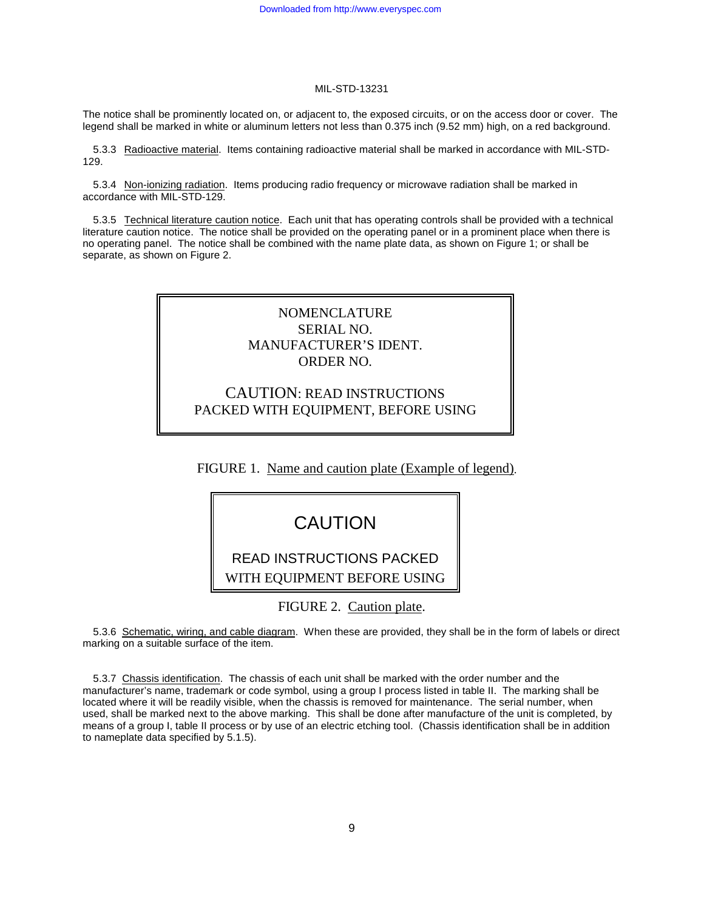The notice shall be prominently located on, or adjacent to, the exposed circuits, or on the access door or cover. The legend shall be marked in white or aluminum letters not less than 0.375 inch (9.52 mm) high, on a red background.

5.3.3 Radioactive material. Items containing radioactive material shall be marked in accordance with MIL-STD-129.

5.3.4 Non-ionizing radiation. Items producing radio frequency or microwave radiation shall be marked in accordance with MIL-STD-129.

5.3.5 Technical literature caution notice. Each unit that has operating controls shall be provided with a technical literature caution notice. The notice shall be provided on the operating panel or in a prominent place when there is no operating panel. The notice shall be combined with the name plate data, as shown on Figure 1; or shall be separate, as shown on Figure 2.

```
NOMENCLATURE
SERIAL NO.
MANUFACTURER'S IDENT.
ORDER NO.

CAUTION: READ INSTRUCTIONS
PACKED WITH EQUIPMENT, BEFORE USING
```

FIGURE 1. Name and caution plate (Example of legend).

```
CAUTION

READ INSTRUCTIONS PACKED
WITH EQUIPMENT BEFORE USING
```

FIGURE 2. Caution plate.

5.3.6 Schematic, wiring, and cable diagram. When these are provided, they shall be in the form of labels or direct marking on a suitable surface of the item.

5.3.7 Chassis identification. The chassis of each unit shall be marked with the order number and the manufacturer's name, trademark or code symbol, using a group I process listed in table II. The marking shall be located where it will be readily visible, when the chassis is removed for maintenance. The serial number, when used, shall be marked next to the above marking. This shall be done after manufacture of the unit is completed, by means of a group I, table II process or by use of an electric etching tool. (Chassis identification shall be in addition to nameplate data specified by 5.1.5).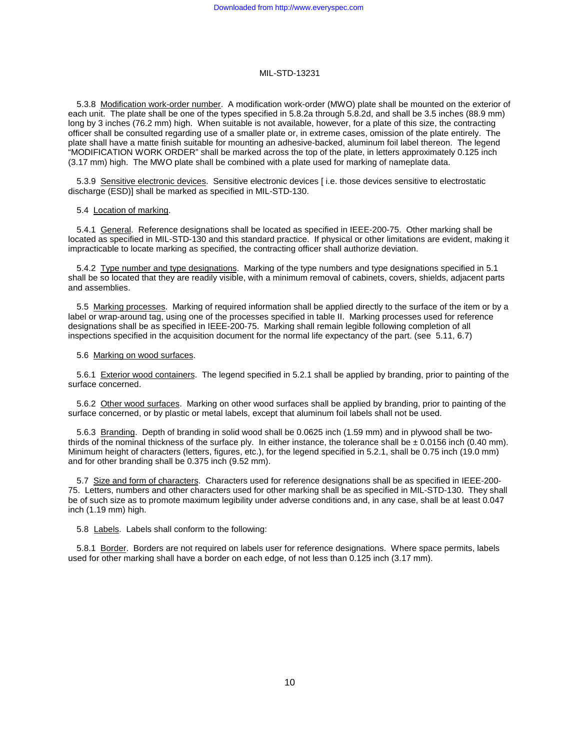5.3.8 <u>Modification work-order number</u>. A modification work-order (MWO) plate shall be mounted on the exterior of each unit. The plate shall be one of the types specified in 5.8.2a through 5.8.2d, and shall be 3.5 inches (88.9 mm) long by 3 inches (76.2 mm) high. When suitable is not available, however, for a plate of this size, the contracting officer shall be consulted regarding use of a smaller plate or, in extreme cases, omission of the plate entirely. The plate shall have a matte finish suitable for mounting an adhesive-backed, aluminum foil label thereon. The legend "MODIFICATION WORK ORDER" shall be marked across the top of the plate, in letters approximately 0.125 inch (3.17 mm) high. The MWO plate shall be combined with a plate used for marking of nameplate data.

5.3.9 <u>Sensitive electronic devices</u>. Sensitive electronic devices [ i.e. those devices sensitive to electrostatic discharge (ESD)] shall be marked as specified in MIL-STD-130.

5.4 <u>Location of marking</u>.

5.4.1 <u>General</u>. Reference designations shall be located as specified in IEEE-200-75. Other marking shall be located as specified in MIL-STD-130 and this standard practice. If physical or other limitations are evident, making it impracticable to locate marking as specified, the contracting officer shall authorize deviation.

5.4.2 <u>Type number and type designations</u>. Marking of the type numbers and type designations specified in 5.1 shall be so located that they are readily visible, with a minimum removal of cabinets, covers, shields, adjacent parts and assemblies.

5.5 <u>Marking processes</u>. Marking of required information shall be applied directly to the surface of the item or by a label or wrap-around tag, using one of the processes specified in table II. Marking processes used for reference designations shall be as specified in IEEE-200-75. Marking shall remain legible following completion of all inspections specified in the acquisition document for the normal life expectancy of the part. (see 5.11, 6.7)

5.6 <u>Marking on wood surfaces</u>.

5.6.1 <u>Exterior wood containers</u>. The legend specified in 5.2.1 shall be applied by branding, prior to painting of the surface concerned.

5.6.2 <u>Other wood surfaces</u>. Marking on other wood surfaces shall be applied by branding, prior to painting of the surface concerned, or by plastic or metal labels, except that aluminum foil labels shall not be used.

5.6.3 <u>Branding</u>. Depth of branding in solid wood shall be 0.0625 inch (1.59 mm) and in plywood shall be two-thirds of the nominal thickness of the surface ply. In either instance, the tolerance shall be ± 0.0156 inch (0.40 mm). Minimum height of characters (letters, figures, etc.), for the legend specified in 5.2.1, shall be 0.75 inch (19.0 mm) and for other branding shall be 0.375 inch (9.52 mm).

5.7 <u>Size and form of characters</u>. Characters used for reference designations shall be as specified in IEEE-200-75. Letters, numbers and other characters used for other marking shall be as specified in MIL-STD-130. They shall be of such size as to promote maximum legibility under adverse conditions and, in any case, shall be at least 0.047 inch (1.19 mm) high.

5.8 <u>Labels</u>. Labels shall conform to the following:

5.8.1 <u>Border</u>. Borders are not required on labels user for reference designations. Where space permits, labels used for other marking shall have a border on each edge, of not less than 0.125 inch (3.17 mm).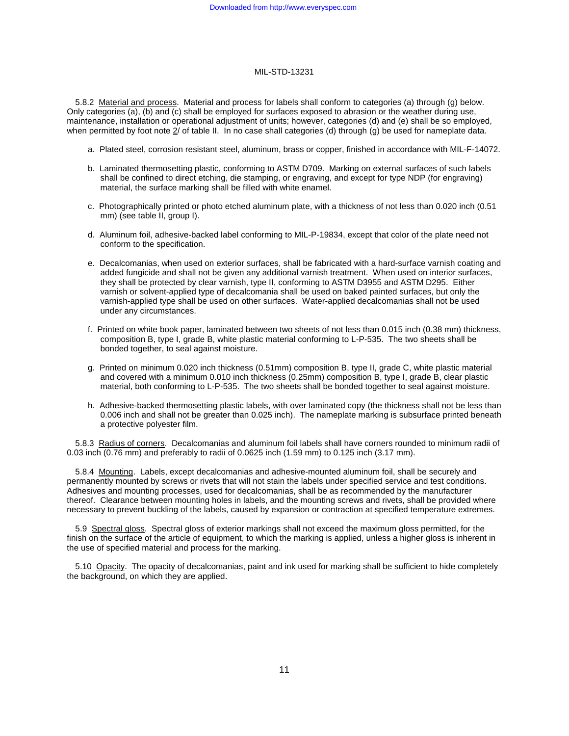5.8.2 Material and process. Material and process for labels shall conform to categories (a) through (g) below. Only categories (a), (b) and (c) shall be employed for surfaces exposed to abrasion or the weather during use, maintenance, installation or operational adjustment of units; however, categories (d) and (e) shall be so employed, when permitted by foot note 2/ of table II. In no case shall categories (d) through (g) be used for nameplate data.

a. Plated steel, corrosion resistant steel, aluminum, brass or copper, finished in accordance with MIL-F-14072.

b. Laminated thermosetting plastic, conforming to ASTM D709. Marking on external surfaces of such labels shall be confined to direct etching, die stamping, or engraving, and except for type NDP (for engraving) material, the surface marking shall be filled with white enamel.

c. Photographically printed or photo etched aluminum plate, with a thickness of not less than 0.020 inch (0.51 mm) (see table II, group I).

d. Aluminum foil, adhesive-backed label conforming to MIL-P-19834, except that color of the plate need not conform to the specification.

e. Decalcomanias, when used on exterior surfaces, shall be fabricated with a hard-surface varnish coating and added fungicide and shall not be given any additional varnish treatment. When used on interior surfaces, they shall be protected by clear varnish, type II, conforming to ASTM D3955 and ASTM D295. Either varnish or solvent-applied type of decalcomania shall be used on baked painted surfaces, but only the varnish-applied type shall be used on other surfaces. Water-applied decalcomanias shall not be used under any circumstances.

f. Printed on white book paper, laminated between two sheets of not less than 0.015 inch (0.38 mm) thickness, composition B, type I, grade B, white plastic material conforming to L-P-535. The two sheets shall be bonded together, to seal against moisture.

g. Printed on minimum 0.020 inch thickness (0.51mm) composition B, type II, grade C, white plastic material and covered with a minimum 0.010 inch thickness (0.25mm) composition B, type I, grade B, clear plastic material, both conforming to L-P-535. The two sheets shall be bonded together to seal against moisture.

h. Adhesive-backed thermosetting plastic labels, with over laminated copy (the thickness shall not be less than 0.006 inch and shall not be greater than 0.025 inch). The nameplate marking is subsurface printed beneath a protective polyester film.

5.8.3 Radius of corners. Decalcomanias and aluminum foil labels shall have corners rounded to minimum radii of 0.03 inch (0.76 mm) and preferably to radii of 0.0625 inch (1.59 mm) to 0.125 inch (3.17 mm).

5.8.4 Mounting. Labels, except decalcomanias and adhesive-mounted aluminum foil, shall be securely and permanently mounted by screws or rivets that will not stain the labels under specified service and test conditions. Adhesives and mounting processes, used for decalcomanias, shall be as recommended by the manufacturer thereof. Clearance between mounting holes in labels, and the mounting screws and rivets, shall be provided where necessary to prevent buckling of the labels, caused by expansion or contraction at specified temperature extremes.

5.9 Spectral gloss. Spectral gloss of exterior markings shall not exceed the maximum gloss permitted, for the finish on the surface of the article of equipment, to which the marking is applied, unless a higher gloss is inherent in the use of specified material and process for the marking.

5.10 Opacity. The opacity of decalcomanias, paint and ink used for marking shall be sufficient to hide completely the background, on which they are applied.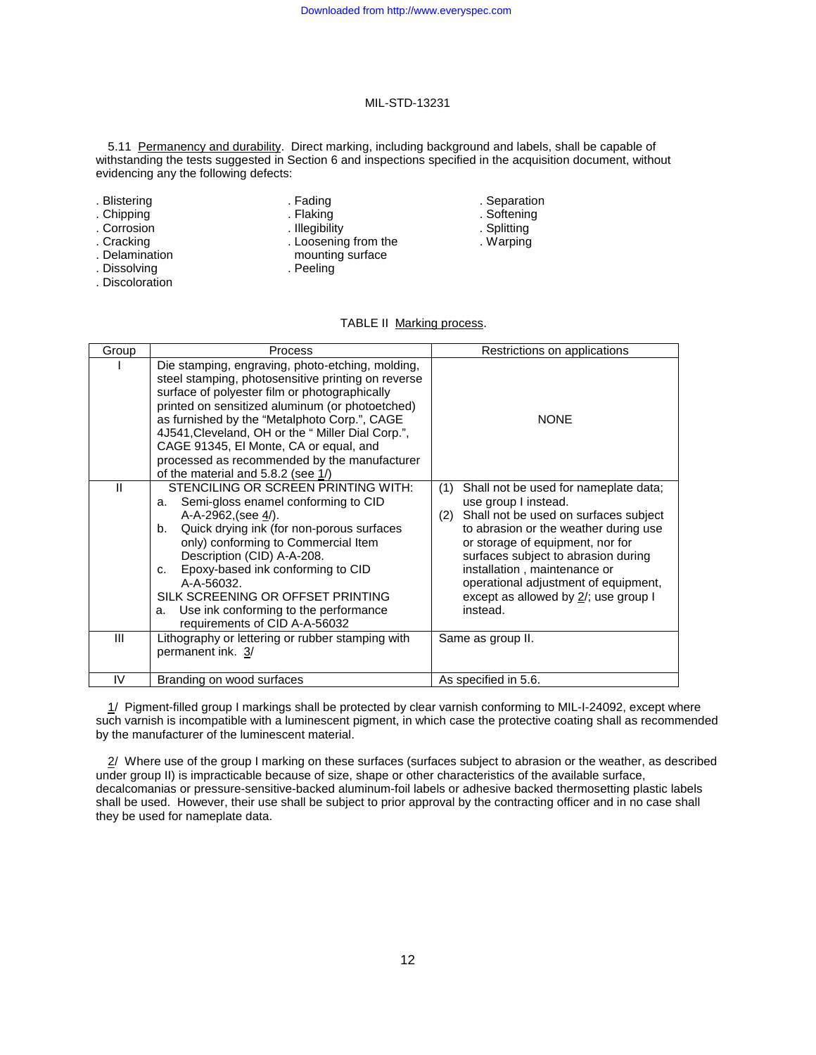5.11 Permanency and durability. Direct marking, including background and labels, shall be capable of withstanding the tests suggested in Section 6 and inspections specified in the acquisition document, without evidencing any the following defects:

- Blistering
- Chipping
- Corrosion
- Cracking
- Delamination
- Dissolving
- Discoloration
- Fading
- Flaking
- Illegibility
- Loosening from the mounting surface
- Peeling
- Separation
- Softening
- Splitting
- Warping

TABLE II Marking process.

| Group | Process | Restrictions on applications |
|---|---|---|
| I | Die stamping, engraving, photo-etching, molding, steel stamping, photosensitive printing on reverse surface of polyester film or photographically printed on sensitized aluminum (or photoetched) as furnished by the "Metalphoto Corp.", CAGE 4J541,Cleveland, OH or the " Miller Dial Corp.", CAGE 91345, El Monte, CA or equal, and processed as recommended by the manufacturer of the material and 5.8.2 (see 1/) | NONE |
| II | STENCILING OR SCREEN PRINTING WITH: a. Semi-gloss enamel conforming to CID A-A-2962,(see 4/). b. Quick drying ink (for non-porous surfaces only) conforming to Commercial Item Description (CID) A-A-208. c. Epoxy-based ink conforming to CID A-A-56032. SILK SCREENING OR OFFSET PRINTING a. Use ink conforming to the performance requirements of CID A-A-56032 | (1) Shall not be used for nameplate data; use group I instead. (2) Shall not be used on surfaces subject to abrasion or the weather during use or storage of equipment, nor for surfaces subject to abrasion during installation , maintenance or operational adjustment of equipment, except as allowed by 2/; use group I instead. |
| III | Lithography or lettering or rubber stamping with permanent ink. 3/ | Same as group II. |
| IV | Branding on wood surfaces | As specified in 5.6. |

1/ Pigment-filled group I markings shall be protected by clear varnish conforming to MIL-I-24092, except where such varnish is incompatible with a luminescent pigment, in which case the protective coating shall as recommended by the manufacturer of the luminescent material.

2/ Where use of the group I marking on these surfaces (surfaces subject to abrasion or the weather, as described under group II) is impracticable because of size, shape or other characteristics of the available surface, decalcomanias or pressure-sensitive-backed aluminum-foil labels or adhesive backed thermosetting plastic labels shall be used. However, their use shall be subject to prior approval by the contracting officer and in no case shall they be used for nameplate data.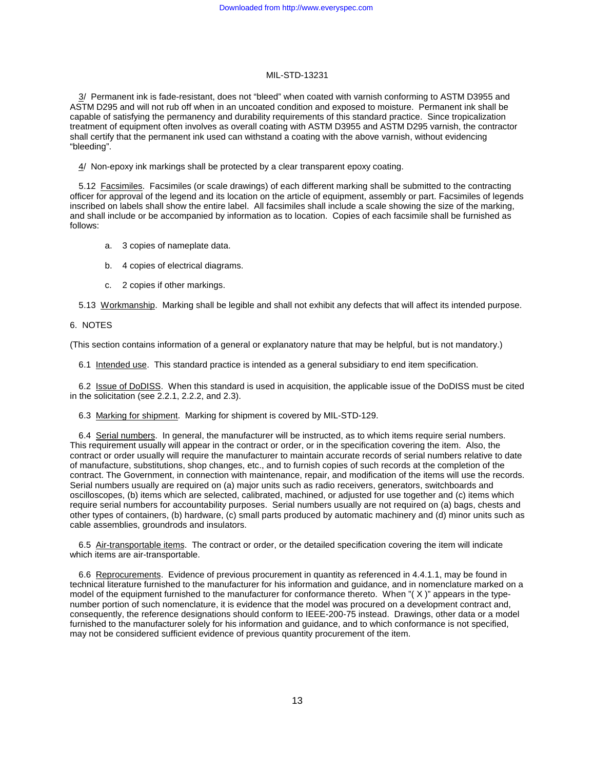3/ Permanent ink is fade-resistant, does not “bleed” when coated with varnish conforming to ASTM D3955 and ASTM D295 and will not rub off when in an uncoated condition and exposed to moisture. Permanent ink shall be capable of satisfying the permanency and durability requirements of this standard practice. Since tropicalization treatment of equipment often involves as overall coating with ASTM D3955 and ASTM D295 varnish, the contractor shall certify that the permanent ink used can withstand a coating with the above varnish, without evidencing “bleeding”.

4/ Non-epoxy ink markings shall be protected by a clear transparent epoxy coating.

5.12 Facsimiles. Facsimiles (or scale drawings) of each different marking shall be submitted to the contracting officer for approval of the legend and its location on the article of equipment, assembly or part. Facsimiles of legends inscribed on labels shall show the entire label. All facsimiles shall include a scale showing the size of the marking, and shall include or be accompanied by information as to location. Copies of each facsimile shall be furnished as follows:

a. 3 copies of nameplate data.

b. 4 copies of electrical diagrams.

c. 2 copies if other markings.

5.13 Workmanship. Marking shall be legible and shall not exhibit any defects that will affect its intended purpose.

## 6. NOTES

(This section contains information of a general or explanatory nature that may be helpful, but is not mandatory.)

6.1 Intended use. This standard practice is intended as a general subsidiary to end item specification.

6.2 Issue of DoDISS. When this standard is used in acquisition, the applicable issue of the DoDISS must be cited in the solicitation (see 2.2.1, 2.2.2, and 2.3).

6.3 Marking for shipment. Marking for shipment is covered by MIL-STD-129.

6.4 Serial numbers. In general, the manufacturer will be instructed, as to which items require serial numbers. This requirement usually will appear in the contract or order, or in the specification covering the item. Also, the contract or order usually will require the manufacturer to maintain accurate records of serial numbers relative to date of manufacture, substitutions, shop changes, etc., and to furnish copies of such records at the completion of the contract. The Government, in connection with maintenance, repair, and modification of the items will use the records. Serial numbers usually are required on (a) major units such as radio receivers, generators, switchboards and oscilloscopes, (b) items which are selected, calibrated, machined, or adjusted for use together and (c) items which require serial numbers for accountability purposes. Serial numbers usually are not required on (a) bags, chests and other types of containers, (b) hardware, (c) small parts produced by automatic machinery and (d) minor units such as cable assemblies, groundrods and insulators.

6.5 Air-transportable items. The contract or order, or the detailed specification covering the item will indicate which items are air-transportable.

6.6 Reprocurements. Evidence of previous procurement in quantity as referenced in 4.4.1.1, may be found in technical literature furnished to the manufacturer for his information and guidance, and in nomenclature marked on a model of the equipment furnished to the manufacturer for conformance thereto. When "( X )" appears in the type-number portion of such nomenclature, it is evidence that the model was procured on a development contract and, consequently, the reference designations should conform to IEEE-200-75 instead. Drawings, other data or a model furnished to the manufacturer solely for his information and guidance, and to which conformance is not specified, may not be considered sufficient evidence of previous quantity procurement of the item.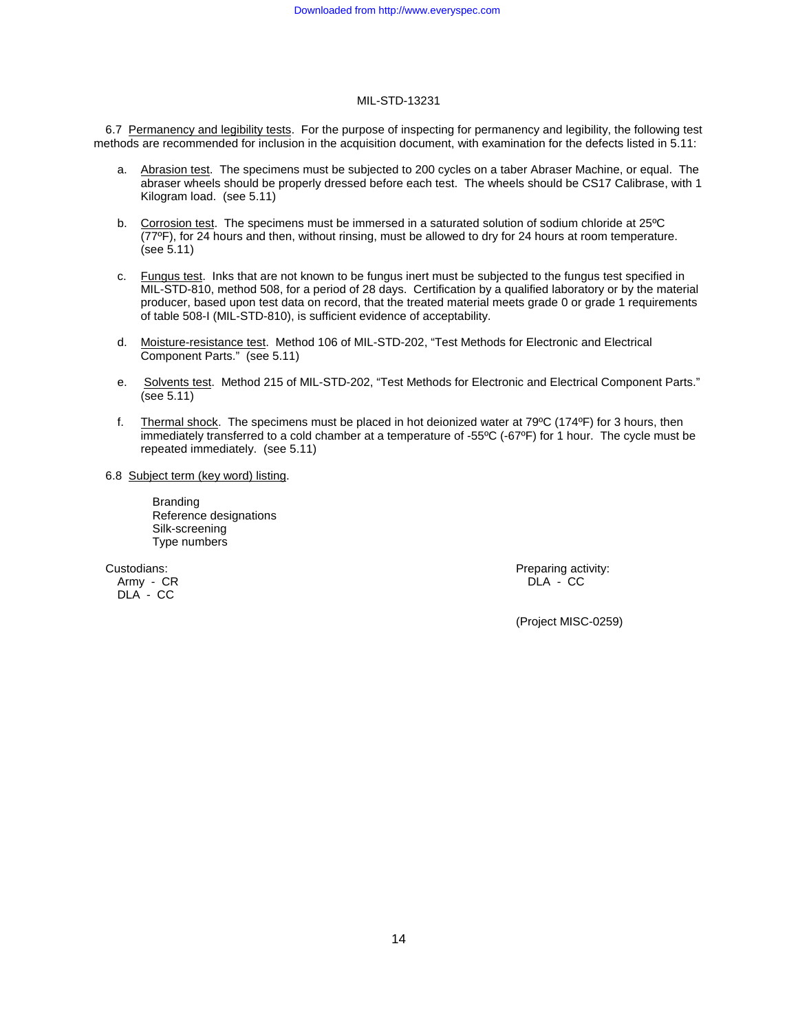6.7 Permanency and legibility tests. For the purpose of inspecting for permanency and legibility, the following test methods are recommended for inclusion in the acquisition document, with examination for the defects listed in 5.11:

a. Abrasion test. The specimens must be subjected to 200 cycles on a taber Abraser Machine, or equal. The abraser wheels should be properly dressed before each test. The wheels should be CS17 Calibrase, with 1 Kilogram load. (see 5.11)

b. Corrosion test. The specimens must be immersed in a saturated solution of sodium chloride at 25ºC (77ºF), for 24 hours and then, without rinsing, must be allowed to dry for 24 hours at room temperature. (see 5.11)

c. Fungus test. Inks that are not known to be fungus inert must be subjected to the fungus test specified in MIL-STD-810, method 508, for a period of 28 days. Certification by a qualified laboratory or by the material producer, based upon test data on record, that the treated material meets grade 0 or grade 1 requirements of table 508-I (MIL-STD-810), is sufficient evidence of acceptability.

d. Moisture-resistance test. Method 106 of MIL-STD-202, "Test Methods for Electronic and Electrical Component Parts." (see 5.11)

e. Solvents test. Method 215 of MIL-STD-202, "Test Methods for Electronic and Electrical Component Parts." (see 5.11)

f. Thermal shock. The specimens must be placed in hot deionized water at 79ºC (174ºF) for 3 hours, then immediately transferred to a cold chamber at a temperature of -55ºC (-67ºF) for 1 hour. The cycle must be repeated immediately. (see 5.11)

6.8 Subject term (key word) listing.

Branding
Reference designations
Silk-screening
Type numbers

Custodians:
Army - CR
DLA - CC

Preparing activity:
DLA - CC

(Project MISC-0259)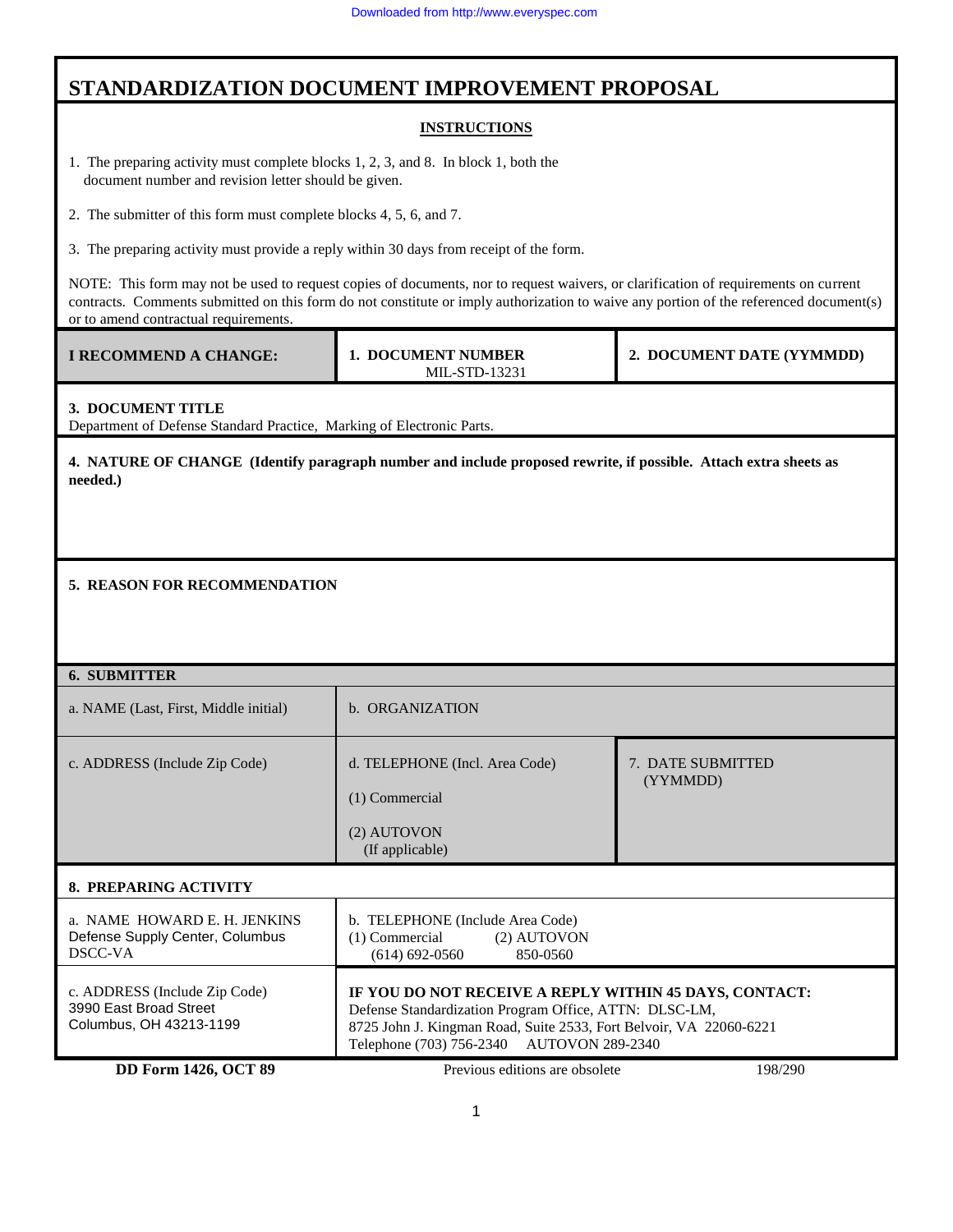# STANDARDIZATION DOCUMENT IMPROVEMENT PROPOSAL

**INSTRUCTIONS**

1. The preparing activity must complete blocks 1, 2, 3, and 8. In block 1, both the document number and revision letter should be given.

2. The submitter of this form must complete blocks 4, 5, 6, and 7.

3. The preparing activity must provide a reply within 30 days from receipt of the form.

NOTE: This form may not be used to request copies of documents, nor to request waivers, or clarification of requirements on current contracts. Comments submitted on this form do not constitute or imply authorization to waive any portion of the referenced document(s) or to amend contractual requirements.

| **I RECOMMEND A CHANGE:** | **1. DOCUMENT NUMBER** MIL-STD-13231 | **2. DOCUMENT DATE (YYMMDD)** |
|---|---|---|

**3. DOCUMENT TITLE**
Department of Defense Standard Practice, Marking of Electronic Parts.

**4. NATURE OF CHANGE (Identify paragraph number and include proposed rewrite, if possible. Attach extra sheets as needed.)**

**5. REASON FOR RECOMMENDATION**

**6. SUBMITTER**

| a. NAME (Last, First, Middle initial) | b. ORGANIZATION | |
|---|---|---|
| c. ADDRESS (Include Zip Code) | d. TELEPHONE (Incl. Area Code)<br>(1) Commercial<br>(2) AUTOVON (If applicable) | 7. DATE SUBMITTED (YYMMDD) |

**8. PREPARING ACTIVITY**

| | |
|---|---|
| a. NAME HOWARD E. H. JENKINS<br>Defense Supply Center, Columbus<br>DSCC-VA | b. TELEPHONE (Include Area Code)<br>(1) Commercial (614) 692-0560<br>(2) AUTOVON 850-0560 |
| c. ADDRESS (Include Zip Code)<br>3990 East Broad Street<br>Columbus, OH 43213-1199 | **IF YOU DO NOT RECEIVE A REPLY WITHIN 45 DAYS, CONTACT:**<br>Defense Standardization Program Office, ATTN: DLSC-LM,<br>8725 John J. Kingman Road, Suite 2533, Fort Belvoir, VA 22060-6221<br>Telephone (703) 756-2340 AUTOVON 289-2340 |

**DD Form 1426, OCT 89** Previous editions are obsolete 198/290